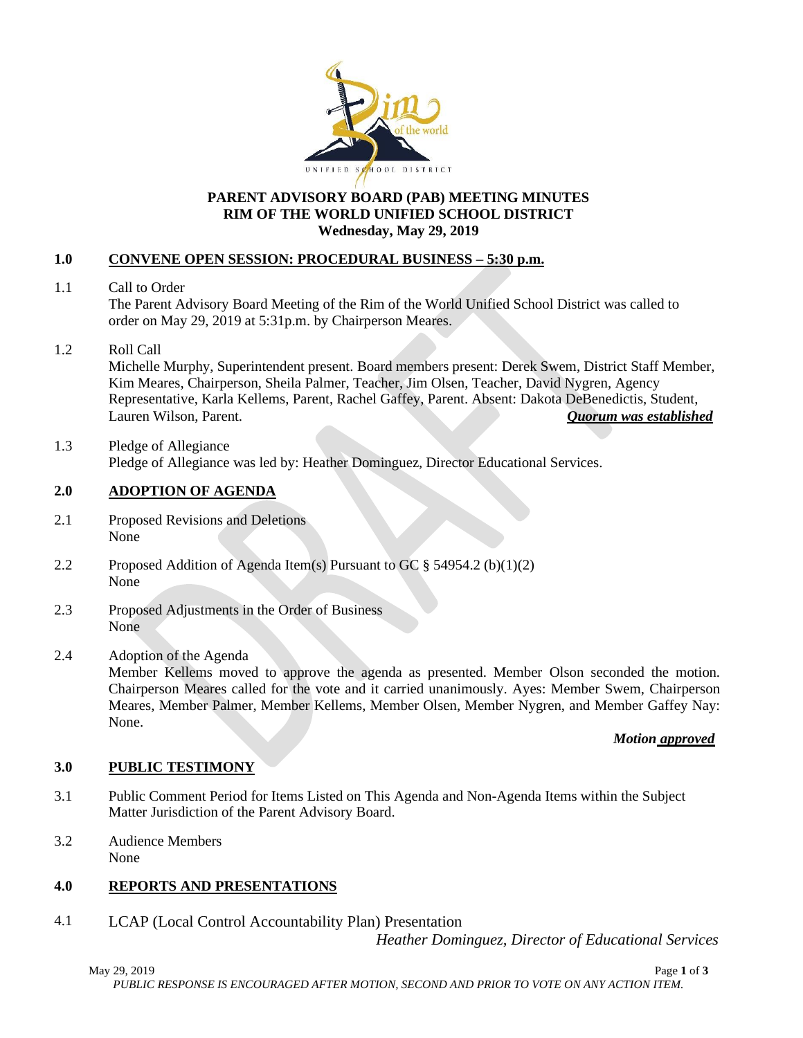# PARENT ADVISORY BOARD (PAB) MEETING MINUTES
# RIM OF THE WORLD UNIFIED SCHOOL DISTRICT
## Wednesday, May 29, 2019

**1.0 CONVENE OPEN SESSION: PROCEDURAL BUSINESS – 5:30 p.m.**

1.1 Call to Order

The Parent Advisory Board Meeting of the Rim of the World Unified School District was called to order on May 29, 2019 at 5:31p.m. by Chairperson Meares.

1.2 Roll Call

Michelle Murphy, Superintendent present. Board members present: Derek Swem, District Staff Member, Kim Meares, Chairperson, Sheila Palmer, Teacher, Jim Olsen, Teacher, David Nygren, Agency Representative, Karla Kellems, Parent, Rachel Gaffey, Parent. Absent: Dakota DeBenedictis, Student, Lauren Wilson, Parent.

***Quorum was established***

1.3 Pledge of Allegiance

Pledge of Allegiance was led by: Heather Dominguez, Director Educational Services.

**2.0 ADOPTION OF AGENDA**

2.1 Proposed Revisions and Deletions

None

2.2 Proposed Addition of Agenda Item(s) Pursuant to GC § 54954.2 (b)(1)(2)

None

2.3 Proposed Adjustments in the Order of Business

None

2.4 Adoption of the Agenda

Member Kellems moved to approve the agenda as presented. Member Olson seconded the motion. Chairperson Meares called for the vote and it carried unanimously. Ayes: Member Swem, Chairperson Meares, Member Palmer, Member Kellems, Member Olsen, Member Nygren, and Member Gaffey Nay: None.

***Motion approved***

**3.0 PUBLIC TESTIMONY**

3.1 Public Comment Period for Items Listed on This Agenda and Non-Agenda Items within the Subject Matter Jurisdiction of the Parent Advisory Board.

3.2 Audience Members

None

**4.0 REPORTS AND PRESENTATIONS**

4.1 LCAP (Local Control Accountability Plan) Presentation

*Heather Dominguez, Director of Educational Services*

*PUBLIC RESPONSE IS ENCOURAGED AFTER MOTION, SECOND AND PRIOR TO VOTE ON ANY ACTION ITEM.*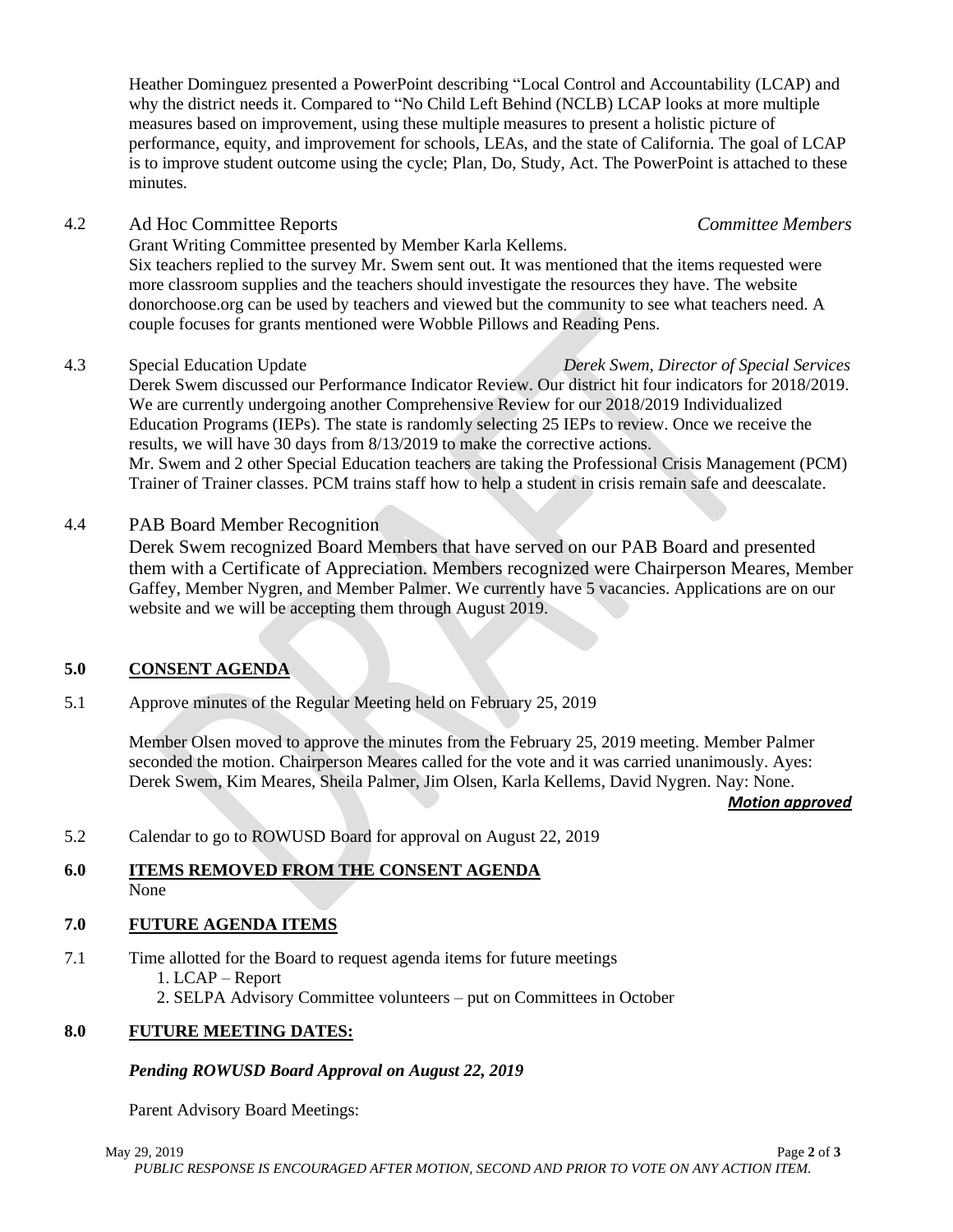Heather Dominguez presented a PowerPoint describing "Local Control and Accountability (LCAP) and why the district needs it. Compared to "No Child Left Behind (NCLB) LCAP looks at more multiple measures based on improvement, using these multiple measures to present a holistic picture of performance, equity, and improvement for schools, LEAs, and the state of California. The goal of LCAP is to improve student outcome using the cycle; Plan, Do, Study, Act. The PowerPoint is attached to these minutes.

4.2 Ad Hoc Committee Reports *Committee Members*

Grant Writing Committee presented by Member Karla Kellems.
Six teachers replied to the survey Mr. Swem sent out. It was mentioned that the items requested were more classroom supplies and the teachers should investigate the resources they have. The website donorchoose.org can be used by teachers and viewed but the community to see what teachers need. A couple focuses for grants mentioned were Wobble Pillows and Reading Pens.

4.3 Special Education Update *Derek Swem, Director of Special Services*

Derek Swem discussed our Performance Indicator Review. Our district hit four indicators for 2018/2019. We are currently undergoing another Comprehensive Review for our 2018/2019 Individualized Education Programs (IEPs). The state is randomly selecting 25 IEPs to review. Once we receive the results, we will have 30 days from 8/13/2019 to make the corrective actions.
Mr. Swem and 2 other Special Education teachers are taking the Professional Crisis Management (PCM) Trainer of Trainer classes. PCM trains staff how to help a student in crisis remain safe and deescalate.

4.4 PAB Board Member Recognition

Derek Swem recognized Board Members that have served on our PAB Board and presented them with a Certificate of Appreciation. Members recognized were Chairperson Meares, Member Gaffey, Member Nygren, and Member Palmer. We currently have 5 vacancies. Applications are on our website and we will be accepting them through August 2019.

## 5.0 CONSENT AGENDA

5.1 Approve minutes of the Regular Meeting held on February 25, 2019

Member Olsen moved to approve the minutes from the February 25, 2019 meeting. Member Palmer seconded the motion. Chairperson Meares called for the vote and it was carried unanimously. Ayes: Derek Swem, Kim Meares, Sheila Palmer, Jim Olsen, Karla Kellems, David Nygren. Nay: None.

***Motion approved***

5.2 Calendar to go to ROWUSD Board for approval on August 22, 2019

## 6.0 ITEMS REMOVED FROM THE CONSENT AGENDA

None

## 7.0 FUTURE AGENDA ITEMS

7.1 Time allotted for the Board to request agenda items for future meetings

1. LCAP – Report
2. SELPA Advisory Committee volunteers – put on Committees in October

## 8.0 FUTURE MEETING DATES:

***Pending ROWUSD Board Approval on August 22, 2019***

Parent Advisory Board Meetings:

*PUBLIC RESPONSE IS ENCOURAGED AFTER MOTION, SECOND AND PRIOR TO VOTE ON ANY ACTION ITEM.*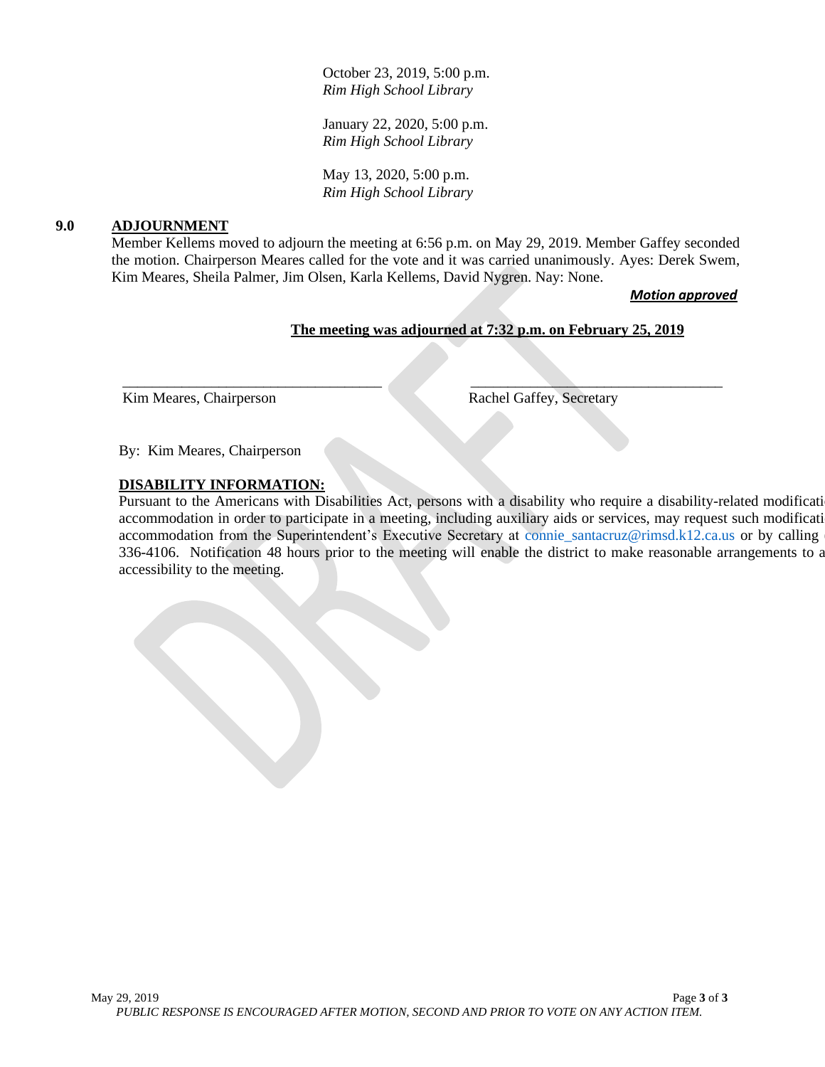October 23, 2019, 5:00 p.m.
*Rim High School Library*

January 22, 2020, 5:00 p.m.
*Rim High School Library*

May 13, 2020, 5:00 p.m.
*Rim High School Library*

## 9.0 ADJOURNMENT

Member Kellems moved to adjourn the meeting at 6:56 p.m. on May 29, 2019. Member Gaffey seconded the motion. Chairperson Meares called for the vote and it was carried unanimously. Ayes: Derek Swem, Kim Meares, Sheila Palmer, Jim Olsen, Karla Kellems, David Nygren. Nay: None.

***Motion approved***

**The meeting was adjourned at 7:32 p.m. on February 25, 2019**

\_\_\_\_\_\_\_\_\_\_\_\_\_\_\_\_\_\_\_\_\_\_\_\_\_\_\_\_\_\_\_\_\_\_\_\_ \_\_\_\_\_\_\_\_\_\_\_\_\_\_\_\_\_\_\_\_\_\_\_\_\_\_\_\_\_\_\_\_\_\_\_\_

Kim Meares, Chairperson Rachel Gaffey, Secretary

By: Kim Meares, Chairperson

**DISABILITY INFORMATION:**

Pursuant to the Americans with Disabilities Act, persons with a disability who require a disability-related modificati accommodation in order to participate in a meeting, including auxiliary aids or services, may request such modificati accommodation from the Superintendent's Executive Secretary at connie_santacruz@rimsd.k12.ca.us or by calling 336-4106. Notification 48 hours prior to the meeting will enable the district to make reasonable arrangements to a accessibility to the meeting.

*PUBLIC RESPONSE IS ENCOURAGED AFTER MOTION, SECOND AND PRIOR TO VOTE ON ANY ACTION ITEM.*